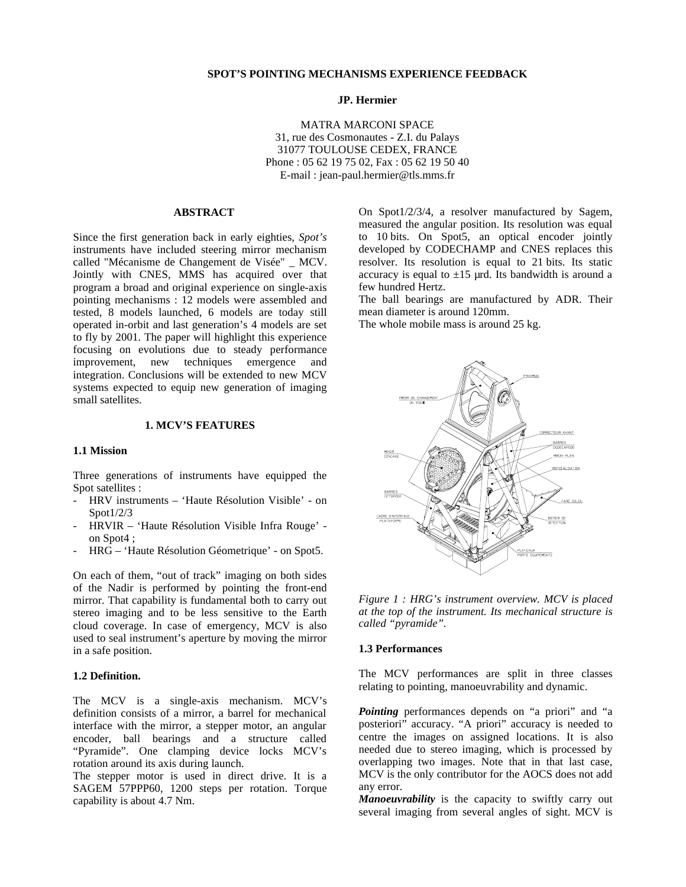# SPOT'S POINTING MECHANISMS EXPERIENCE FEEDBACK

**JP. Hermier**

MATRA MARCONI SPACE
31, rue des Cosmonautes - Z.I. du Palays
31077 TOULOUSE CEDEX, FRANCE
Phone : 05 62 19 75 02, Fax : 05 62 19 50 40
E-mail : jean-paul.hermier@tls.mms.fr

## ABSTRACT

Since the first generation back in early eighties, *Spot's* instruments have included steering mirror mechanism called "Mécanisme de Changement de Visée" _ MCV. Jointly with CNES, MMS has acquired over that program a broad and original experience on single-axis pointing mechanisms : 12 models were assembled and tested, 8 models launched, 6 models are today still operated in-orbit and last generation's 4 models are set to fly by 2001. The paper will highlight this experience focusing on evolutions due to steady performance improvement, new techniques emergence and integration. Conclusions will be extended to new MCV systems expected to equip new generation of imaging small satellites.

## 1. MCV'S FEATURES

### 1.1 Mission

Three generations of instruments have equipped the Spot satellites :

- HRV instruments – 'Haute Résolution Visible' - on Spot1/2/3
- HRVIR – 'Haute Résolution Visible Infra Rouge' - on Spot4 ;
- HRG – 'Haute Résolution Géometrique' - on Spot5.

On each of them, "out of track" imaging on both sides of the Nadir is performed by pointing the front-end mirror. That capability is fundamental both to carry out stereo imaging and to be less sensitive to the Earth cloud coverage. In case of emergency, MCV is also used to seal instrument's aperture by moving the mirror in a safe position.

### 1.2 Definition.

The MCV is a single-axis mechanism. MCV's definition consists of a mirror, a barrel for mechanical interface with the mirror, a stepper motor, an angular encoder, ball bearings and a structure called "Pyramide". One clamping device locks MCV's rotation around its axis during launch.

The stepper motor is used in direct drive. It is a SAGEM 57PPP60, 1200 steps per rotation. Torque capability is about 4.7 Nm.

On Spot1/2/3/4, a resolver manufactured by Sagem, measured the angular position. Its resolution was equal to 10 bits. On Spot5, an optical encoder jointly developed by CODECHAMP and CNES replaces this resolver. Its resolution is equal to 21 bits. Its static accuracy is equal to ±15 µrd. Its bandwidth is around a few hundred Hertz.

The ball bearings are manufactured by ADR. Their mean diameter is around 120mm.

The whole mobile mass is around 25 kg.

*Figure 1 : HRG's instrument overview. MCV is placed at the top of the instrument. Its mechanical structure is called "pyramide".*

### 1.3 Performances

The MCV performances are split in three classes relating to pointing, manoeuvrability and dynamic.

***Pointing*** performances depends on "a priori" and "a posteriori" accuracy. "A priori" accuracy is needed to centre the images on assigned locations. It is also needed due to stereo imaging, which is processed by overlapping two images. Note that in that last case, MCV is the only contributor for the AOCS does not add any error.

***Manoeuvrability*** is the capacity to swiftly carry out several imaging from several angles of sight. MCV is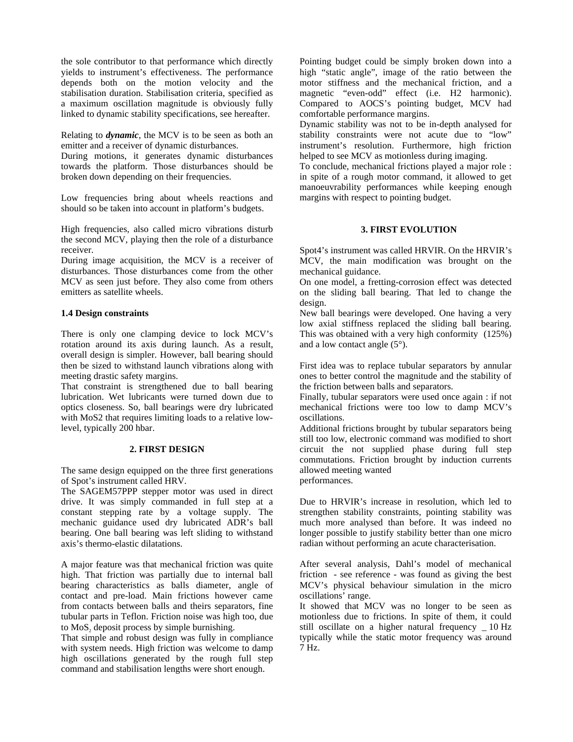the sole contributor to that performance which directly yields to instrument's effectiveness. The performance depends both on the motion velocity and the stabilisation duration. Stabilisation criteria, specified as a maximum oscillation magnitude is obviously fully linked to dynamic stability specifications, see hereafter.

Relating to ***dynamic***, the MCV is to be seen as both an emitter and a receiver of dynamic disturbances.
During motions, it generates dynamic disturbances towards the platform. Those disturbances should be broken down depending on their frequencies.

Low frequencies bring about wheels reactions and should so be taken into account in platform's budgets.

High frequencies, also called micro vibrations disturb the second MCV, playing then the role of a disturbance receiver.
During image acquisition, the MCV is a receiver of disturbances. Those disturbances come from the other MCV as seen just before. They also come from others emitters as satellite wheels.

### 1.4 Design constraints

There is only one clamping device to lock MCV's rotation around its axis during launch. As a result, overall design is simpler. However, ball bearing should then be sized to withstand launch vibrations along with meeting drastic safety margins.
That constraint is strengthened due to ball bearing lubrication. Wet lubricants were turned down due to optics closeness. So, ball bearings were dry lubricated with MoS2 that requires limiting loads to a relative low-level, typically 200 hbar.

## 2. FIRST DESIGN

The same design equipped on the three first generations of Spot's instrument called HRV.
The SAGEM57PPP stepper motor was used in direct drive. It was simply commanded in full step at a constant stepping rate by a voltage supply. The mechanic guidance used dry lubricated ADR's ball bearing. One ball bearing was left sliding to withstand axis's thermo-elastic dilatations.

A major feature was that mechanical friction was quite high. That friction was partially due to internal ball bearing characteristics as balls diameter, angle of contact and pre-load. Main frictions however came from contacts between balls and theirs separators, fine tubular parts in Teflon. Friction noise was high too, due to $MoS_2$ deposit process by simple burnishing.
That simple and robust design was fully in compliance with system needs. High friction was welcome to damp high oscillations generated by the rough full step command and stabilisation lengths were short enough.

Pointing budget could be simply broken down into a high "static angle", image of the ratio between the motor stiffness and the mechanical friction, and a magnetic "even-odd" effect (i.e. H2 harmonic). Compared to AOCS's pointing budget, MCV had comfortable performance margins.
Dynamic stability was not to be in-depth analysed for stability constraints were not acute due to "low" instrument's resolution. Furthermore, high friction helped to see MCV as motionless during imaging.
To conclude, mechanical frictions played a major role : in spite of a rough motor command, it allowed to get manoeuvrability performances while keeping enough margins with respect to pointing budget.

## 3. FIRST EVOLUTION

Spot4's instrument was called HRVIR. On the HRVIR's MCV, the main modification was brought on the mechanical guidance.
On one model, a fretting-corrosion effect was detected on the sliding ball bearing. That led to change the design.
New ball bearings were developed. One having a very low axial stiffness replaced the sliding ball bearing. This was obtained with a very high conformity (125%) and a low contact angle (5°).

First idea was to replace tubular separators by annular ones to better control the magnitude and the stability of the friction between balls and separators.
Finally, tubular separators were used once again : if not mechanical frictions were too low to damp MCV's oscillations.
Additional frictions brought by tubular separators being still too low, electronic command was modified to short circuit the not supplied phase during full step commutations. Friction brought by induction currents allowed meeting wanted performances.

Due to HRVIR's increase in resolution, which led to strengthen stability constraints, pointing stability was much more analysed than before. It was indeed no longer possible to justify stability better than one micro radian without performing an acute characterisation.

After several analysis, Dahl's model of mechanical friction - see reference - was found as giving the best MCV's physical behaviour simulation in the micro oscillations' range.
It showed that MCV was no longer to be seen as motionless due to frictions. In spite of them, it could still oscillate on a higher natural frequency _ 10 Hz typically while the static motor frequency was around 7 Hz.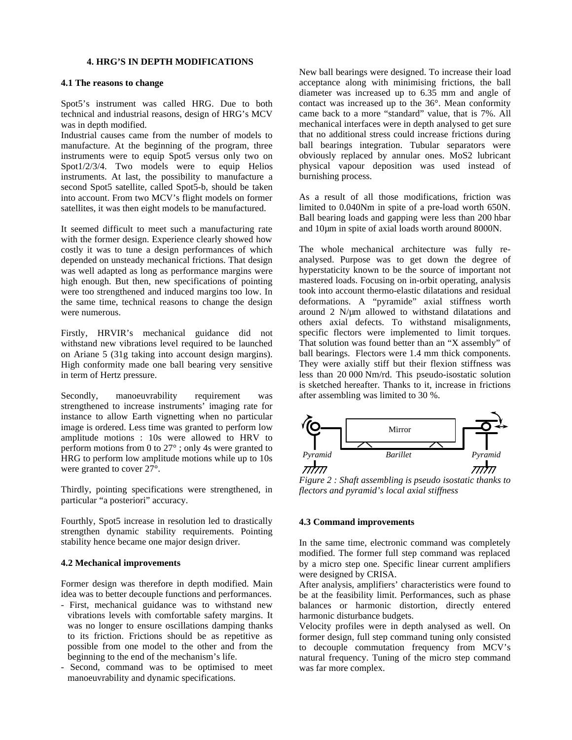## 4. HRG'S IN DEPTH MODIFICATIONS

### 4.1 The reasons to change

Spot5's instrument was called HRG. Due to both technical and industrial reasons, design of HRG's MCV was in depth modified.

Industrial causes came from the number of models to manufacture. At the beginning of the program, three instruments were to equip Spot5 versus only two on Spot1/2/3/4. Two models were to equip Helios instruments. At last, the possibility to manufacture a second Spot5 satellite, called Spot5-b, should be taken into account. From two MCV's flight models on former satellites, it was then eight models to be manufactured.

It seemed difficult to meet such a manufacturing rate with the former design. Experience clearly showed how costly it was to tune a design performances of which depended on unsteady mechanical frictions. That design was well adapted as long as performance margins were high enough. But then, new specifications of pointing were too strengthened and induced margins too low. In the same time, technical reasons to change the design were numerous.

Firstly, HRVIR's mechanical guidance did not withstand new vibrations level required to be launched on Ariane 5 (31g taking into account design margins). High conformity made one ball bearing very sensitive in term of Hertz pressure.

Secondly, manoeuvrability requirement was strengthened to increase instruments' imaging rate for instance to allow Earth vignetting when no particular image is ordered. Less time was granted to perform low amplitude motions : 10s were allowed to HRV to perform motions from 0 to 27° ; only 4s were granted to HRG to perform low amplitude motions while up to 10s were granted to cover 27°.

Thirdly, pointing specifications were strengthened, in particular "a posteriori" accuracy.

Fourthly, Spot5 increase in resolution led to drastically strengthen dynamic stability requirements. Pointing stability hence became one major design driver.

### 4.2 Mechanical improvements

Former design was therefore in depth modified. Main idea was to better decouple functions and performances.

- First, mechanical guidance was to withstand new vibrations levels with comfortable safety margins. It was no longer to ensure oscillations damping thanks to its friction. Frictions should be as repetitive as possible from one model to the other and from the beginning to the end of the mechanism's life.
- Second, command was to be optimised to meet manoeuvrability and dynamic specifications.

New ball bearings were designed. To increase their load acceptance along with minimising frictions, the ball diameter was increased up to 6.35 mm and angle of contact was increased up to the 36°. Mean conformity came back to a more "standard" value, that is 7%. All mechanical interfaces were in depth analysed to get sure that no additional stress could increase frictions during ball bearings integration. Tubular separators were obviously replaced by annular ones. $MoS_2$ lubricant physical vapour deposition was used instead of burnishing process.

As a result of all those modifications, friction was limited to 0.040Nm in spite of a pre-load worth 650N. Ball bearing loads and gapping were less than 200 hbar and 10µm in spite of axial loads worth around 8000N.

The whole mechanical architecture was fully re-analysed. Purpose was to get down the degree of hyperstaticity known to be the source of important not mastered loads. Focusing on in-orbit operating, analysis took into account thermo-elastic dilatations and residual deformations. A "pyramide" axial stiffness worth around 2 N/µm allowed to withstand dilatations and others axial defects. To withstand misalignments, specific flectors were implemented to limit torques. That solution was found better than an "X assembly" of ball bearings. Flectors were 1.4 mm thick components. They were axially stiff but their flexion stiffness was less than 20 000 Nm/rd. This pseudo-isostatic solution is sketched hereafter. Thanks to it, increase in frictions after assembling was limited to 30 %.

*Figure 2 : Shaft assembling is pseudo isostatic thanks to flectors and pyramid's local axial stiffness*

### 4.3 Command improvements

In the same time, electronic command was completely modified. The former full step command was replaced by a micro step one. Specific linear current amplifiers were designed by CRISA.

After analysis, amplifiers' characteristics were found to be at the feasibility limit. Performances, such as phase balances or harmonic distortion, directly entered harmonic disturbance budgets.

Velocity profiles were in depth analysed as well. On former design, full step command tuning only consisted to decouple commutation frequency from MCV's natural frequency. Tuning of the micro step command was far more complex.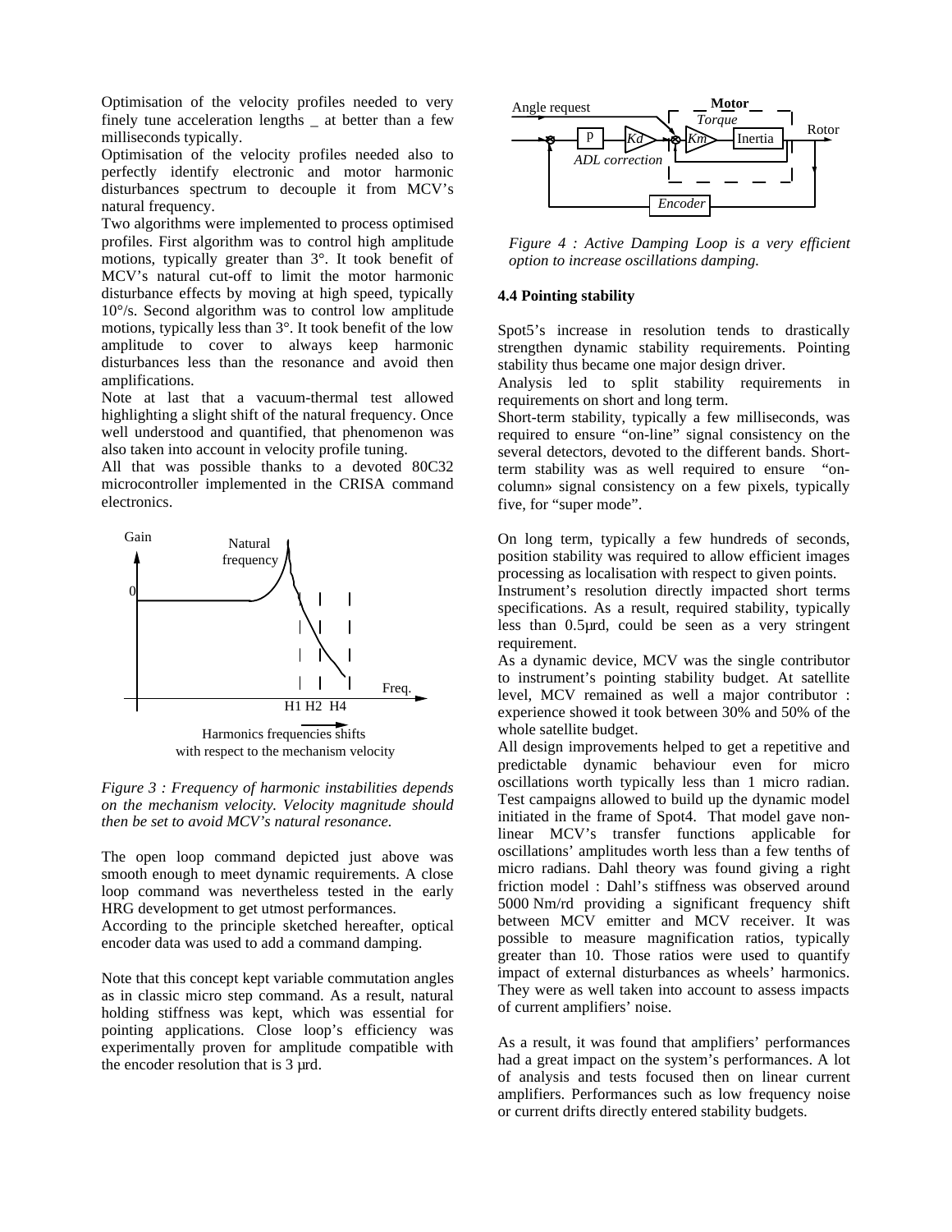Optimisation of the velocity profiles needed to very finely tune acceleration lengths _ at better than a few milliseconds typically.
Optimisation of the velocity profiles needed also to perfectly identify electronic and motor harmonic disturbances spectrum to decouple it from MCV's natural frequency.
Two algorithms were implemented to process optimised profiles. First algorithm was to control high amplitude motions, typically greater than 3°. It took benefit of MCV's natural cut-off to limit the motor harmonic disturbance effects by moving at high speed, typically 10°/s. Second algorithm was to control low amplitude motions, typically less than 3°. It took benefit of the low amplitude to cover to always keep harmonic disturbances less than the resonance and avoid then amplifications.
Note at last that a vacuum-thermal test allowed highlighting a slight shift of the natural frequency. Once well understood and quantified, that phenomenon was also taken into account in velocity profile tuning.
All that was possible thanks to a devoted 80C32 microcontroller implemented in the CRISA command electronics.

*Figure 3 : Frequency of harmonic instabilities depends on the mechanism velocity. Velocity magnitude should then be set to avoid MCV's natural resonance.*

The open loop command depicted just above was smooth enough to meet dynamic requirements. A close loop command was nevertheless tested in the early HRG development to get utmost performances.
According to the principle sketched hereafter, optical encoder data was used to add a command damping.

Note that this concept kept variable commutation angles as in classic micro step command. As a result, natural holding stiffness was kept, which was essential for pointing applications. Close loop's efficiency was experimentally proven for amplitude compatible with the encoder resolution that is 3 µrd.

*Figure 4 : Active Damping Loop is a very efficient option to increase oscillations damping.*

### 4.4 Pointing stability

Spot5's increase in resolution tends to drastically strengthen dynamic stability requirements. Pointing stability thus became one major design driver.
Analysis led to split stability requirements in requirements on short and long term.
Short-term stability, typically a few milliseconds, was required to ensure "on-line" signal consistency on the several detectors, devoted to the different bands. Short-term stability was as well required to ensure "on-column» signal consistency on a few pixels, typically five, for "super mode".

On long term, typically a few hundreds of seconds, position stability was required to allow efficient images processing as localisation with respect to given points.
Instrument's resolution directly impacted short terms specifications. As a result, required stability, typically less than 0.5µrd, could be seen as a very stringent requirement.
As a dynamic device, MCV was the single contributor to instrument's pointing stability budget. At satellite level, MCV remained as well a major contributor : experience showed it took between 30% and 50% of the whole satellite budget.
All design improvements helped to get a repetitive and predictable dynamic behaviour even for micro oscillations worth typically less than 1 micro radian. Test campaigns allowed to build up the dynamic model initiated in the frame of Spot4. That model gave non-linear MCV's transfer functions applicable for oscillations' amplitudes worth less than a few tenths of micro radians. Dahl theory was found giving a right friction model : Dahl's stiffness was observed around 5000 Nm/rd providing a significant frequency shift between MCV emitter and MCV receiver. It was possible to measure magnification ratios, typically greater than 10. Those ratios were used to quantify impact of external disturbances as wheels' harmonics. They were as well taken into account to assess impacts of current amplifiers' noise.

As a result, it was found that amplifiers' performances had a great impact on the system's performances. A lot of analysis and tests focused then on linear current amplifiers. Performances such as low frequency noise or current drifts directly entered stability budgets.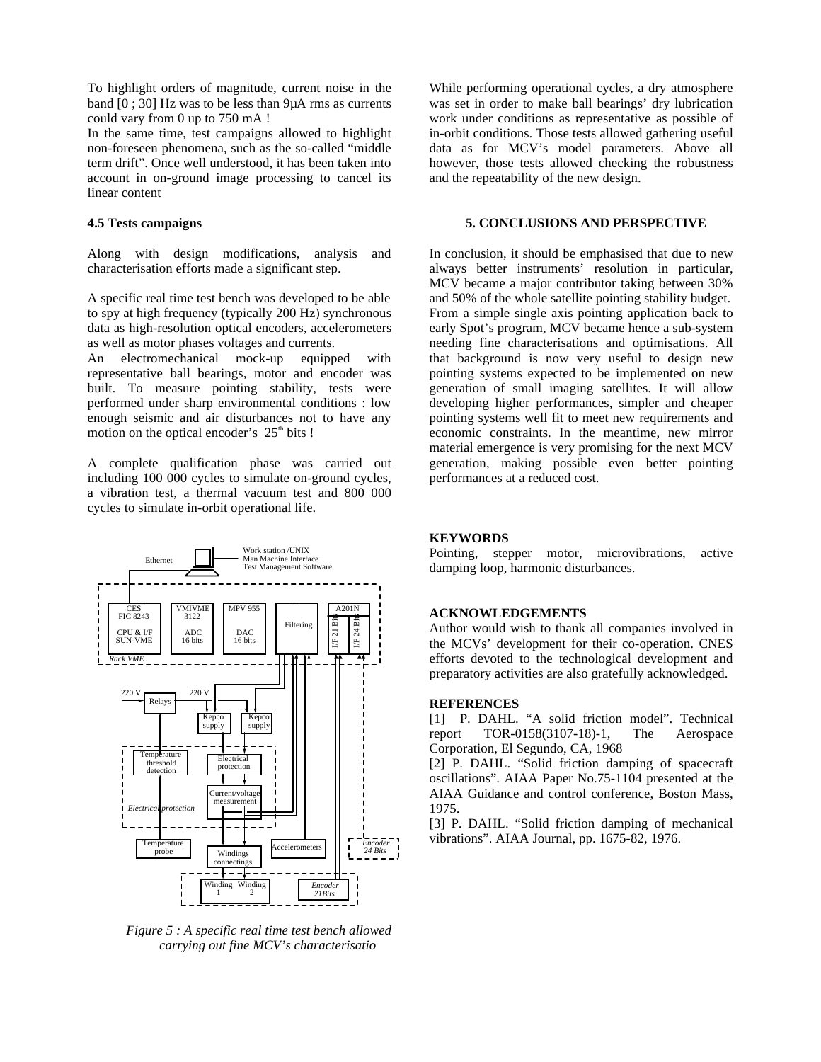To highlight orders of magnitude, current noise in the band [0 ; 30] Hz was to be less than 9µA rms as currents could vary from 0 up to 750 mA !

In the same time, test campaigns allowed to highlight non-foreseen phenomena, such as the so-called "middle term drift". Once well understood, it has been taken into account in on-ground image processing to cancel its linear content

### 4.5 Tests campaigns

Along with design modifications, analysis and characterisation efforts made a significant step.

A specific real time test bench was developed to be able to spy at high frequency (typically 200 Hz) synchronous data as high-resolution optical encoders, accelerometers as well as motor phases voltages and currents.

An electromechanical mock-up equipped with representative ball bearings, motor and encoder was built. To measure pointing stability, tests were performed under sharp environmental conditions : low enough seismic and air disturbances not to have any motion on the optical encoder's 25th bits !

A complete qualification phase was carried out including 100 000 cycles to simulate on-ground cycles, a vibration test, a thermal vacuum test and 800 000 cycles to simulate in-orbit operational life.

Ethernet
Work station /UNIX
Man Machine Interface
Test Management Software
CES FIC 8243
CPU & I/F SUN-VME
VMIVME 3122
ADC 16 bits
MPV 955
DAC 16 bits
Filtering
A201N
I/F 21 Bits
I/F 24 Bits
Rack VME
220 V
Relays
220 V
Kepco supply
Kepco supply
Temperature threshold detection
Electrical protection
Current/voltage measurement
Electrical protection
Temperature probe
Windings connectings
Accelerometers
Encoder 24 Bits
Winding 1
Winding 2
Encoder 21Bits

*Figure 5 : A specific real time test bench allowed carrying out fine MCV's characterisatio*

While performing operational cycles, a dry atmosphere was set in order to make ball bearings' dry lubrication work under conditions as representative as possible of in-orbit conditions. Those tests allowed gathering useful data as for MCV's model parameters. Above all however, those tests allowed checking the robustness and the repeatability of the new design.

## 5. CONCLUSIONS AND PERSPECTIVE

In conclusion, it should be emphasised that due to new always better instruments' resolution in particular, MCV became a major contributor taking between 30% and 50% of the whole satellite pointing stability budget. From a simple single axis pointing application back to early Spot's program, MCV became hence a sub-system needing fine characterisations and optimisations. All that background is now very useful to design new pointing systems expected to be implemented on new generation of small imaging satellites. It will allow developing higher performances, simpler and cheaper pointing systems well fit to meet new requirements and economic constraints. In the meantime, new mirror material emergence is very promising for the next MCV generation, making possible even better pointing performances at a reduced cost.

### KEYWORDS

Pointing, stepper motor, microvibrations, active damping loop, harmonic disturbances.

### ACKNOWLEDGEMENTS

Author would wish to thank all companies involved in the MCVs' development for their co-operation. CNES efforts devoted to the technological development and preparatory activities are also gratefully acknowledged.

### REFERENCES

[1] P. DAHL. "A solid friction model". Technical report TOR-0158(3107-18)-1, The Aerospace Corporation, El Segundo, CA, 1968

[2] P. DAHL. "Solid friction damping of spacecraft oscillations". AIAA Paper No.75-1104 presented at the AIAA Guidance and control conference, Boston Mass, 1975.

[3] P. DAHL. "Solid friction damping of mechanical vibrations". AIAA Journal, pp. 1675-82, 1976.